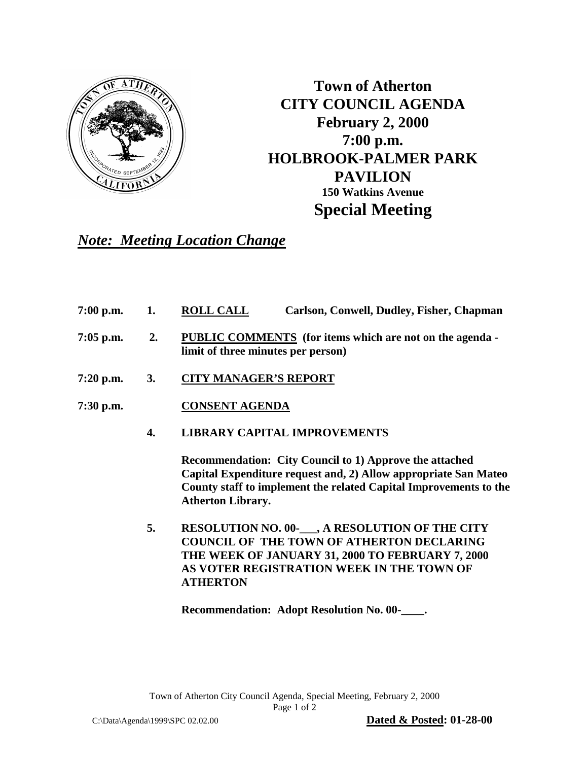# Town of Atherton CITY COUNCIL AGENDA

**February 2, 2000**
**7:00 p.m.**
**HOLBROOK-PALMER PARK PAVILION**
**150 Watkins Avenue**

## Special Meeting

***Note: Meeting Location Change***

**7:00 p.m. 1. ROLL CALL** **Carlson, Conwell, Dudley, Fisher, Chapman**

**7:05 p.m. 2. PUBLIC COMMENTS (for items which are not on the agenda - limit of three minutes per person)**

**7:20 p.m. 3. CITY MANAGER'S REPORT**

**7:30 p.m. CONSENT AGENDA**

**4. LIBRARY CAPITAL IMPROVEMENTS**

**Recommendation: City Council to 1) Approve the attached Capital Expenditure request and, 2) Allow appropriate San Mateo County staff to implement the related Capital Improvements to the Atherton Library.**

**5. RESOLUTION NO. 00-___, A RESOLUTION OF THE CITY COUNCIL OF THE TOWN OF ATHERTON DECLARING THE WEEK OF JANUARY 31, 2000 TO FEBRUARY 7, 2000 AS VOTER REGISTRATION WEEK IN THE TOWN OF ATHERTON**

**Recommendation: Adopt Resolution No. 00-____.**

C:\Data\Agenda\1999\SPC 02.02.00 **Dated & Posted: 01-28-00**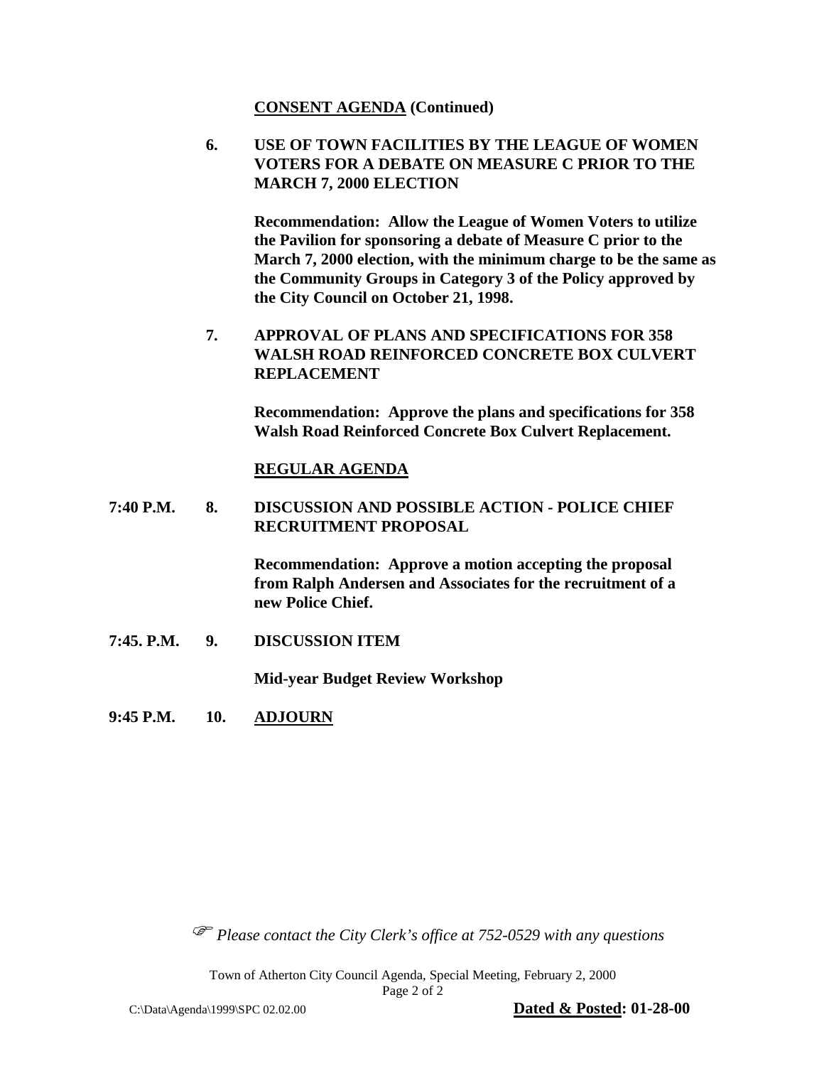**CONSENT AGENDA (Continued)**

**6. USE OF TOWN FACILITIES BY THE LEAGUE OF WOMEN VOTERS FOR A DEBATE ON MEASURE C PRIOR TO THE MARCH 7, 2000 ELECTION**

**Recommendation: Allow the League of Women Voters to utilize the Pavilion for sponsoring a debate of Measure C prior to the March 7, 2000 election, with the minimum charge to be the same as the Community Groups in Category 3 of the Policy approved by the City Council on October 21, 1998.**

**7. APPROVAL OF PLANS AND SPECIFICATIONS FOR 358 WALSH ROAD REINFORCED CONCRETE BOX CULVERT REPLACEMENT**

**Recommendation: Approve the plans and specifications for 358 Walsh Road Reinforced Concrete Box Culvert Replacement.**

**REGULAR AGENDA**

**7:40 P.M. 8. DISCUSSION AND POSSIBLE ACTION - POLICE CHIEF RECRUITMENT PROPOSAL**

**Recommendation: Approve a motion accepting the proposal from Ralph Andersen and Associates for the recruitment of a new Police Chief.**

**7:45. P.M. 9. DISCUSSION ITEM**

**Mid-year Budget Review Workshop**

**9:45 P.M. 10. ADJOURN**

☞ *Please contact the City Clerk's office at 752-0529 with any questions*

Town of Atherton City Council Agenda, Special Meeting, February 2, 2000

C:\Data\Agenda\1999\SPC 02.02.00 **Dated & Posted: 01-28-00**